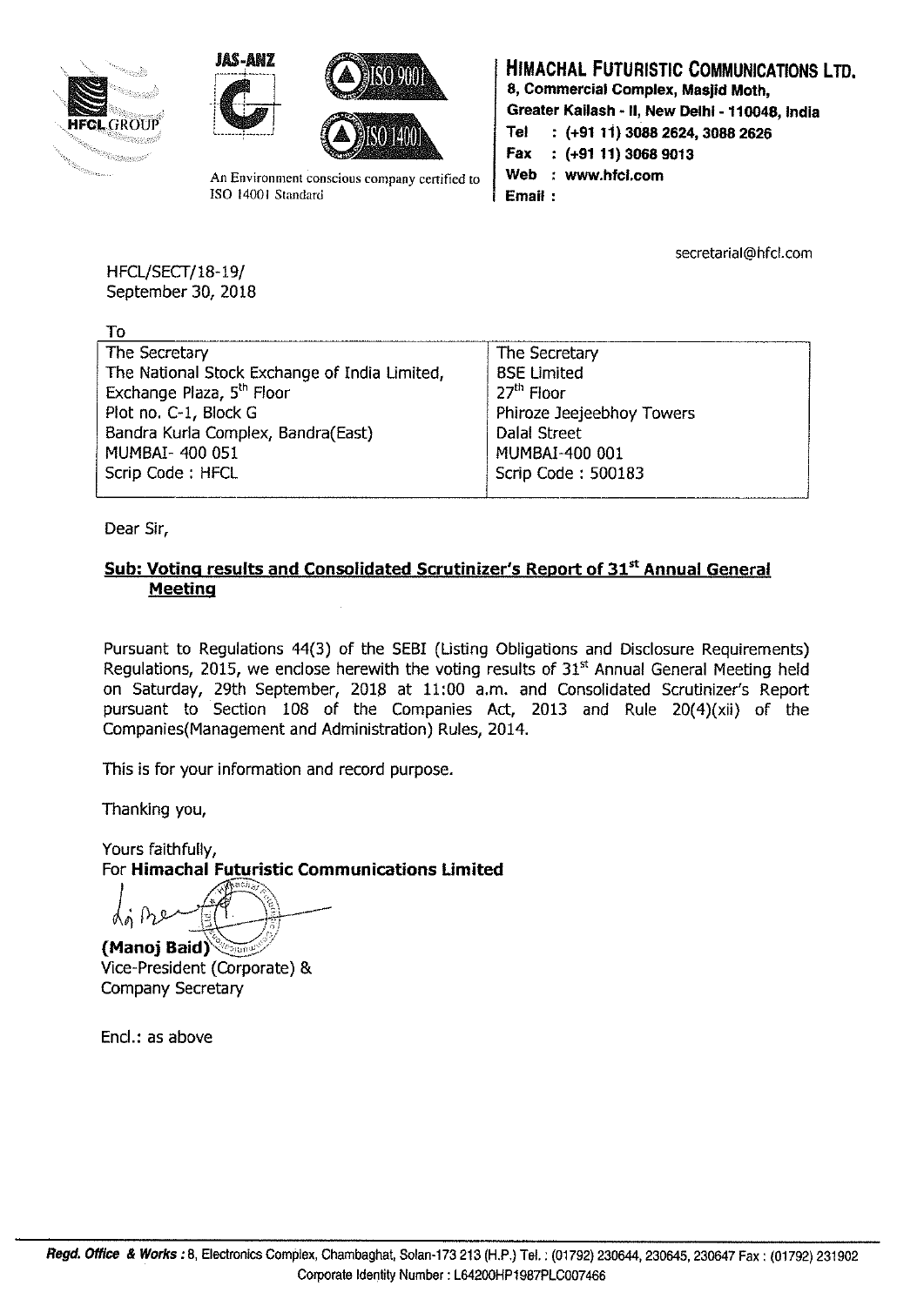**HIMACHAL FUTURISTIC COMMUNICATIONS LTD.**
8, Commercial Complex, Masjid Moth,
Greater Kailash - II, New Delhi - 110048, India
Tel : (+91 11) 3088 2624, 3088 2626
Fax : (+91 11) 3068 9013
Web : www.hfcl.com
Email :

An Environment conscious company certified to ISO 14001 Standard

secretarial@hfcl.com

HFCL/SECT/18-19/
September 30, 2018

To

| | |
|---|---|
| The Secretary | The Secretary |
| The National Stock Exchange of India Limited, | BSE Limited |
| Exchange Plaza, 5th Floor | 27th Floor |
| Plot no. C-1, Block G | Phiroze Jeejeebhoy Towers |
| Bandra Kurla Complex, Bandra(East) | Dalal Street |
| MUMBAI- 400 051 | MUMBAI-400 001 |
| Scrip Code : HFCL | Scrip Code : 500183 |

Dear Sir,

**Sub: Voting results and Consolidated Scrutinizer's Report of 31st Annual General Meeting**

Pursuant to Regulations 44(3) of the SEBI (Listing Obligations and Disclosure Requirements) Regulations, 2015, we enclose herewith the voting results of 31st Annual General Meeting held on Saturday, 29th September, 2018 at 11:00 a.m. and Consolidated Scrutinizer's Report pursuant to Section 108 of the Companies Act, 2013 and Rule 20(4)(xii) of the Companies(Management and Administration) Rules, 2014.

This is for your information and record purpose.

Thanking you,

Yours faithfully,
For **Himachal Futuristic Communications Limited**

**(Manoj Baid)**
Vice-President (Corporate) &
Company Secretary

Encl.: as above

***Regd. Office & Works*** : 8, Electronics Complex, Chambaghat, Solan-173 213 (H.P.) Tel. : (01792) 230644, 230645, 230647 Fax : (01792) 231902
Corporate Identity Number : L64200HP1987PLC007466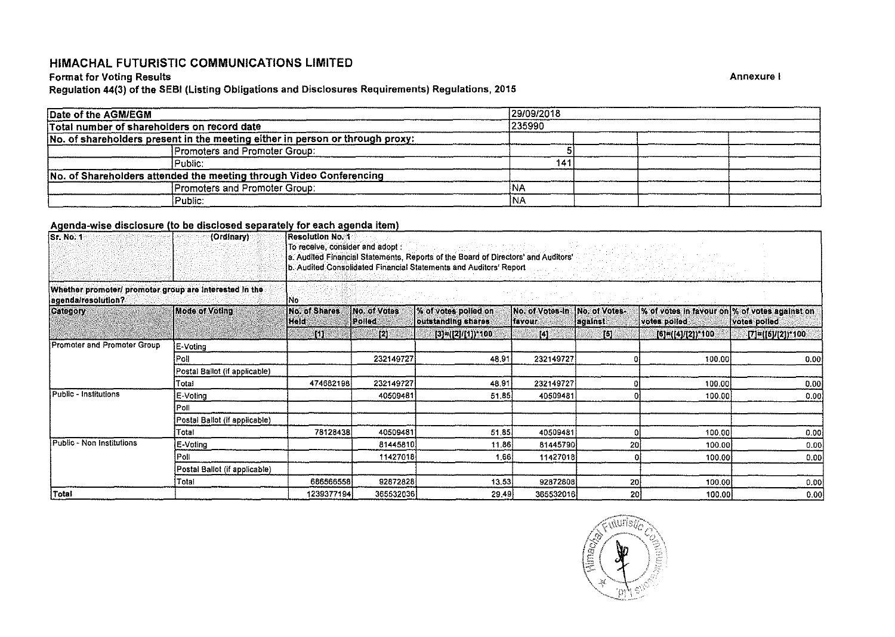# HIMACHAL FUTURISTIC COMMUNICATIONS LIMITED

**Format for Voting Results**

**Regulation 44(3) of the SEBI (Listing Obligations and Disclosures Requirements) Regulations, 2015**

Annexure I

| | | | | | |
|---|---|---|---|---|---|
| Date of the AGM/EGM | | 29/09/2018 | | | |
| Total number of shareholders on record date | | 235990 | | | |
| No. of shareholders present in the meeting either in person or through proxy: | | | | | |
| | Promoters and Promoter Group: | 5 | | | |
| | Public: | 141 | | | |
| No. of Shareholders attended the meeting through Video Conferencing | | | | | |
| | Promoters and Promoter Group: | NA | | | |
| | Public: | NA | | | |

**Agenda-wise disclosure (to be disclosed separately for each agenda item)**

| Sr. No. 1 | (Ordinary) | Resolution No. 1<br>To receive, consider and adopt :<br>a. Audited Financial Statements, Reports of the Board of Directors' and Auditors'<br>b. Audited Consolidated Financial Statements and Auditors' Report | | | | | | |
|---|---|---|---|---|---|---|---|---|
| Whether promoter/ promoter group are interested in the agenda/resolution? | | No | | | | | | |
| Category | Mode of Voting | No. of Shares Held | No. of Votes Polled | % of votes polled on outstanding shares | No. of Votes-in favour | No. of Votes-against | % of votes in favour on votes polled | % of votes against on votes polled |
| | | [1] | [2] | [3]=([2]/[1])*100 | [4] | [5] | [6]=([4]/[2])*100 | [7]=([5]/[2])*100 |
| Promoter and Promoter Group | E-Voting | | | | | | | |
| | Poll | | 232149727 | 48.91 | 232149727 | 0 | 100.00 | 0.00 |
| | Postal Ballot (if applicable) | | | | | | | |
| | Total | 474682198 | 232149727 | 48.91 | 232149727 | 0 | 100.00 | 0.00 |
| Public - Institutions | E-Voting | | 40509481 | 51.85 | 40509481 | 0 | 100.00 | 0.00 |
| | Poll | | | | | | | |
| | Postal Ballot (if applicable) | | | | | | | |
| | Total | 78128438 | 40509481 | 51.85 | 40509481 | 0 | 100.00 | 0.00 |
| Public - Non Institutions | E-Voting | | 81445810 | 11.86 | 81445790 | 20 | 100.00 | 0.00 |
| | Poll | | 11427018 | 1.66 | 11427018 | 0 | 100.00 | 0.00 |
| | Postal Ballot (if applicable) | | | | | | | |
| | Total | 686566558 | 92872828 | 13.53 | 92872808 | 20 | 100.00 | 0.00 |
| Total | | 1239377194 | 365532036 | 29.49 | 365532016 | 20 | 100.00 | 0.00 |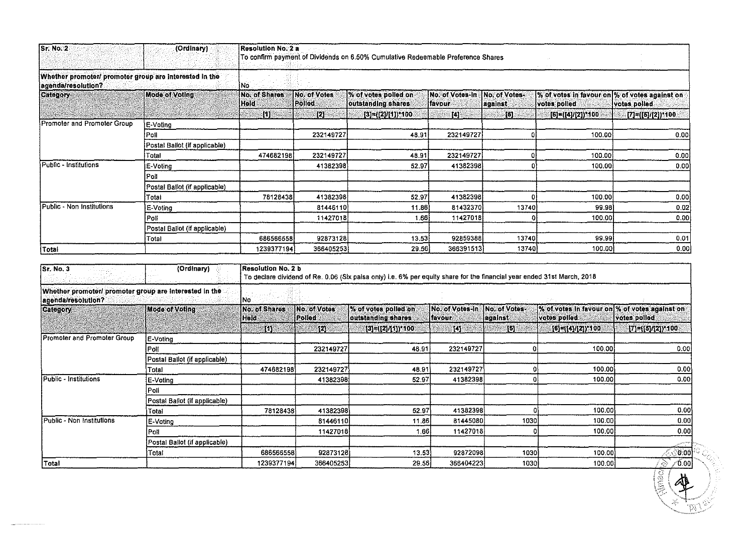| Sr. No. 2 | (Ordinary) | Resolution No. 2 a<br>To confirm payment of Dividends on 6.50% Cumulative Redeemable Preference Shares | | | | | | |
|---|---|---|---|---|---|---|---|---|
| Whether promoter/ promoter group are interested in the agenda/resolution? | | No | | | | | | |
| Category | Mode of Voting | No. of Shares Held | No. of Votes Polled | % of votes polled on outstanding shares | No. of Votes-in favour | No. of Votes-against | % of votes in favour on votes polled | % of votes against on votes polled |
| | | [1] | [2] | [3]=([2]/[1])*100 | [4] | [5] | [6]=([4]/[2])*100 | [7]=([5]/[2])*100 |
| Promoter and Promoter Group | E-Voting | | | | | | | |
| | Poll | | 232149727 | 48.91 | 232149727 | 0 | 100.00 | 0.00 |
| | Postal Ballot (if applicable) | | | | | | | |
| | Total | 474682198 | 232149727 | 48.91 | 232149727 | 0 | 100.00 | 0.00 |
| Public - Institutions | E-Voting | | 41382398 | 52.97 | 41382398 | 0 | 100.00 | 0.00 |
| | Poll | | | | | | | |
| | Postal Ballot (if applicable) | | | | | | | |
| | Total | 78128438 | 41382398 | 52.97 | 41382398 | 0 | 100.00 | 0.00 |
| Public - Non Institutions | E-Voting | | 81446110 | 11.86 | 81432370 | 13740 | 99.98 | 0.02 |
| | Poll | | 11427018 | 1.66 | 11427018 | 0 | 100.00 | 0.00 |
| | Postal Ballot (if applicable) | | | | | | | |
| | Total | 686566558 | 92873128 | 13.53 | 92859388 | 13740 | 99.99 | 0.01 |
| Total | | 1239377194 | 366405253 | 29.56 | 366391513 | 13740 | 100.00 | 0.00 |

| Sr. No. 3 | (Ordinary) | Resolution No. 2 b<br>To declare dividend of Re. 0.06 (Six paisa only) i.e. 6% per equity share for the financial year ended 31st March, 2018 | | | | | | |
|---|---|---|---|---|---|---|---|---|
| Whether promoter/ promoter group are interested in the agenda/resolution? | | No | | | | | | |
| Category | Mode of Voting | No. of Shares Held | No. of Votes Polled | % of votes polled on outstanding shares | No. of Votes-in favour | No. of Votes-against | % of votes in favour on votes polled | % of votes against on votes polled |
| | | [1] | [2] | [3]=([2]/[1])*100 | [4] | [5] | [6]=([4]/[2])*100 | [7]=([5]/[2])*100 |
| Promoter and Promoter Group | E-Voting | | | | | | | |
| | Poll | | 232149727 | 48.91 | 232149727 | 0 | 100.00 | 0.00 |
| | Postal Ballot (if applicable) | | | | | | | |
| | Total | 474682198 | 232149727 | 48.91 | 232149727 | 0 | 100.00 | 0.00 |
| Public - Institutions | E-Voting | | 41382398 | 52.97 | 41382398 | 0 | 100.00 | 0.00 |
| | Poll | | | | | | | |
| | Postal Ballot (if applicable) | | | | | | | |
| | Total | 78128438 | 41382398 | 52.97 | 41382398 | 0 | 100.00 | 0.00 |
| Public - Non Institutions | E-Voting | | 81446110 | 11.86 | 81445080 | 1030 | 100.00 | 0.00 |
| | Poll | | 11427018 | 1.66 | 11427018 | 0 | 100.00 | 0.00 |
| | Postal Ballot (if applicable) | | | | | | | |
| | Total | 686566558 | 92873128 | 13.53 | 92872098 | 1030 | 100.00 | 0.00 |
| Total | | 1239377194 | 366405253 | 29.56 | 366404223 | 1030 | 100.00 | 0.00 |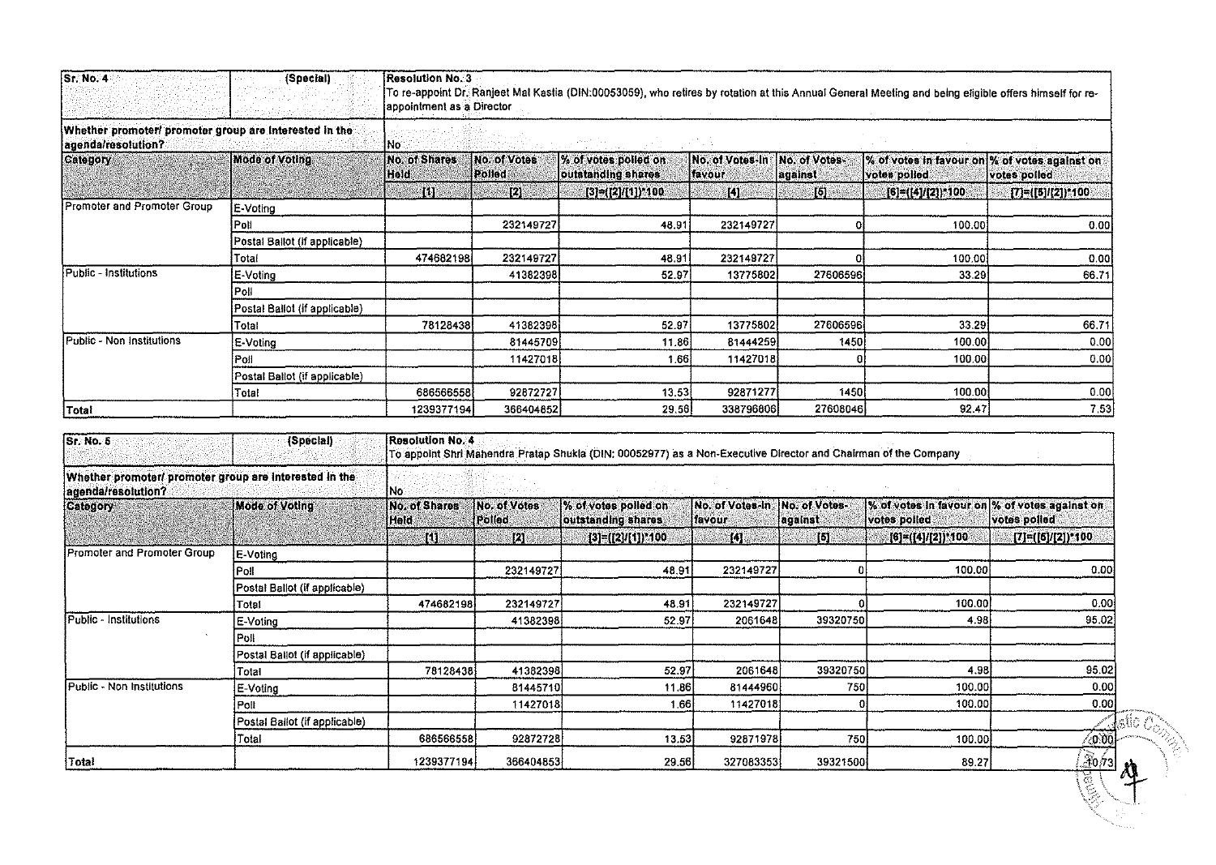| Sr. No. 4 | (Special) | Resolution No. 3 To re-appoint Dr. Ranjeet Mal Kastia (DIN:00053059), who retires by rotation at this Annual General Meeting and being eligible offers himself for re-appointment as a Director | | | | | | |
|---|---|---|---|---|---|---|---|---|
| Whether promoter/ promoter group are interested in the agenda/resolution? | | No | | | | | | |
| Category | Mode of Voting | No. of Shares Held | No. of Votes Polled | % of votes polled on outstanding shares | No. of Votes-in favour | No. of Votes-against | % of votes in favour on votes polled | % of votes against on votes polled |
| | | [1] | [2] | [3]=([2]/[1])*100 | [4] | [5] | [6]=([4]/[2])*100 | [7]=([5]/[2])*100 |
| Promoter and Promoter Group | E-Voting | | | | | | | |
| | Poll | | 232149727 | 48.91 | 232149727 | 0 | 100.00 | 0.00 |
| | Postal Ballot (if applicable) | | | | | | | |
| | Total | 474682198 | 232149727 | 48.91 | 232149727 | 0 | 100.00 | 0.00 |
| Public - Institutions | E-Voting | | 41382398 | 52.97 | 13775802 | 27606596 | 33.29 | 66.71 |
| | Poll | | | | | | | |
| | Postal Ballot (if applicable) | | | | | | | |
| | Total | 78128438 | 41382398 | 52.97 | 13775802 | 27606596 | 33.29 | 66.71 |
| Public - Non Institutions | E-Voting | | 81445709 | 11.86 | 81444259 | 1450 | 100.00 | 0.00 |
| | Poll | | 11427018 | 1.66 | 11427018 | 0 | 100.00 | 0.00 |
| | Postal Ballot (if applicable) | | | | | | | |
| | Total | 686566558 | 92872727 | 13.53 | 92871277 | 1450 | 100.00 | 0.00 |
| Total | | 1239377194 | 366404852 | 29.56 | 338796806 | 27608046 | 92.47 | 7.53 |

| Sr. No. 5 | (Special) | Resolution No. 4 To appoint Shri Mahendra Pratap Shukla (DIN: 00052977) as a Non-Executive Director and Chairman of the Company | | | | | | |
|---|---|---|---|---|---|---|---|---|
| Whether promoter/ promoter group are interested in the agenda/resolution? | | No | | | | | | |
| Category | Mode of Voting | No. of Shares Held | No. of Votes Polled | % of votes polled on outstanding shares | No. of Votes-in favour | No. of Votes-against | % of votes in favour on votes polled | % of votes against on votes polled |
| | | [1] | [2] | [3]=([2]/[1])*100 | [4] | [5] | [6]=([4]/[2])*100 | [7]=([5]/[2])*100 |
| Promoter and Promoter Group | E-Voting | | | | | | | |
| | Poll | | 232149727 | 48.91 | 232149727 | 0 | 100.00 | 0.00 |
| | Postal Ballot (if applicable) | | | | | | | |
| | Total | 474682198 | 232149727 | 48.91 | 232149727 | 0 | 100.00 | 0.00 |
| Public - Institutions | E-Voting | | 41382398 | 52.97 | 2061648 | 39320750 | 4.98 | 95.02 |
| | Poll | | | | | | | |
| | Postal Ballot (if applicable) | | | | | | | |
| | Total | 78128438 | 41382398 | 52.97 | 2061648 | 39320750 | 4.98 | 95.02 |
| Public - Non Institutions | E-Voting | | 81445710 | 11.86 | 81444960 | 750 | 100.00 | 0.00 |
| | Poll | | 11427018 | 1.66 | 11427018 | 0 | 100.00 | 0.00 |
| | Postal Ballot (if applicable) | | | | | | | |
| | Total | 686566558 | 92872728 | 13.53 | 92871978 | 750 | 100.00 | 0.00 |
| Total | | 1239377194 | 366404853 | 29.56 | 327083353 | 39321500 | 89.27 | 10.73 |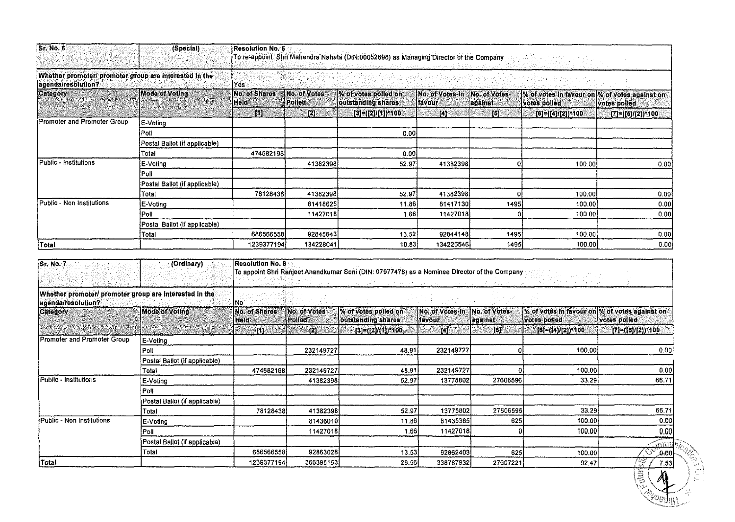| Sr. No. 6 | (Special) | Resolution No. 5 To re-appoint Shri Mahendra Nahata (DIN:00052898) as Managing Director of the Company | | | | | | |
|---|---|---|---|---|---|---|---|---|
| Whether promoter/ promoter group are interested in the agenda/resolution? | | Yes | | | | | | |
| Category | Mode of Voting | No. of Shares Held | No. of Votes Polled | % of votes polled on outstanding shares | No. of Votes-in favour | No. of Votes-against | % of votes in favour on votes polled | % of votes against on votes polled |
| | | [1] | [2] | [3]=([2]/[1])*100 | [4] | [5] | [6]=([4]/[2])*100 | [7]=([5]/[2])*100 |
| Promoter and Promoter Group | E-Voting | | | | | | | |
| | Poll | | | 0.00 | | | | |
| | Postal Ballot (if applicable) | | | | | | | |
| | Total | 474682198 | | 0.00 | | | | |
| Public - Institutions | E-Voting | | 41382398 | 52.97 | 41382398 | 0 | 100.00 | 0.00 |
| | Poll | | | | | | | |
| | Postal Ballot (if applicable) | | | | | | | |
| | Total | 78128438 | 41382398 | 52.97 | 41382398 | 0 | 100.00 | 0.00 |
| Public - Non Institutions | E-Voting | | 81418625 | 11.86 | 81417130 | 1495 | 100.00 | 0.00 |
| | Poll | | 11427018 | 1.66 | 11427018 | 0 | 100.00 | 0.00 |
| | Postal Ballot (if applicable) | | | | | | | |
| | Total | 686566558 | 92845643 | 13.52 | 92844148 | 1495 | 100.00 | 0.00 |
| Total | | 1239377194 | 134228041 | 10.83 | 134226546 | 1495 | 100.00 | 0.00 |

| Sr. No. 7 | (Ordinary) | Resolution No. 6 To appoint Shri Ranjeet Anandkumar Soni (DIN: 07977478) as a Nominee Director of the Company | | | | | | |
|---|---|---|---|---|---|---|---|---|
| Whether promoter/ promoter group are interested in the agenda/resolution? | | No | | | | | | |
| Category | Mode of Voting | No. of Shares Held | No. of Votes Polled | % of votes polled on outstanding shares | No. of Votes-in favour | No. of Votes-against | % of votes in favour on votes polled | % of votes against on votes polled |
| | | [1] | [2] | [3]=([2]/[1])*100 | [4] | [5] | [6]=([4]/[2])*100 | [7]=([5]/[2])*100 |
| Promoter and Promoter Group | E-Voting | | | | | | | |
| | Poll | | 232149727 | 48.91 | 232149727 | 0 | 100.00 | 0.00 |
| | Postal Ballot (if applicable) | | | | | | | |
| | Total | 474682198 | 232149727 | 48.91 | 232149727 | 0 | 100.00 | 0.00 |
| Public - Institutions | E-Voting | | 41382398 | 52.97 | 13775802 | 27606596 | 33.29 | 66.71 |
| | Poll | | | | | | | |
| | Postal Ballot (if applicable) | | | | | | | |
| | Total | 78128438 | 41382398 | 52.97 | 13775802 | 27606596 | 33.29 | 66.71 |
| Public - Non Institutions | E-Voting | | 81436010 | 11.86 | 81435385 | 625 | 100.00 | 0.00 |
| | Poll | | 11427018 | 1.66 | 11427018 | 0 | 100.00 | 0.00 |
| | Postal Ballot (if applicable) | | | | | | | |
| | Total | 686566558 | 92863028 | 13.53 | 92862403 | 625 | 100.00 | 0.00 |
| Total | | 1239377194 | 366395153 | 29.56 | 338787932 | 27607221 | 92.47 | 7.53 |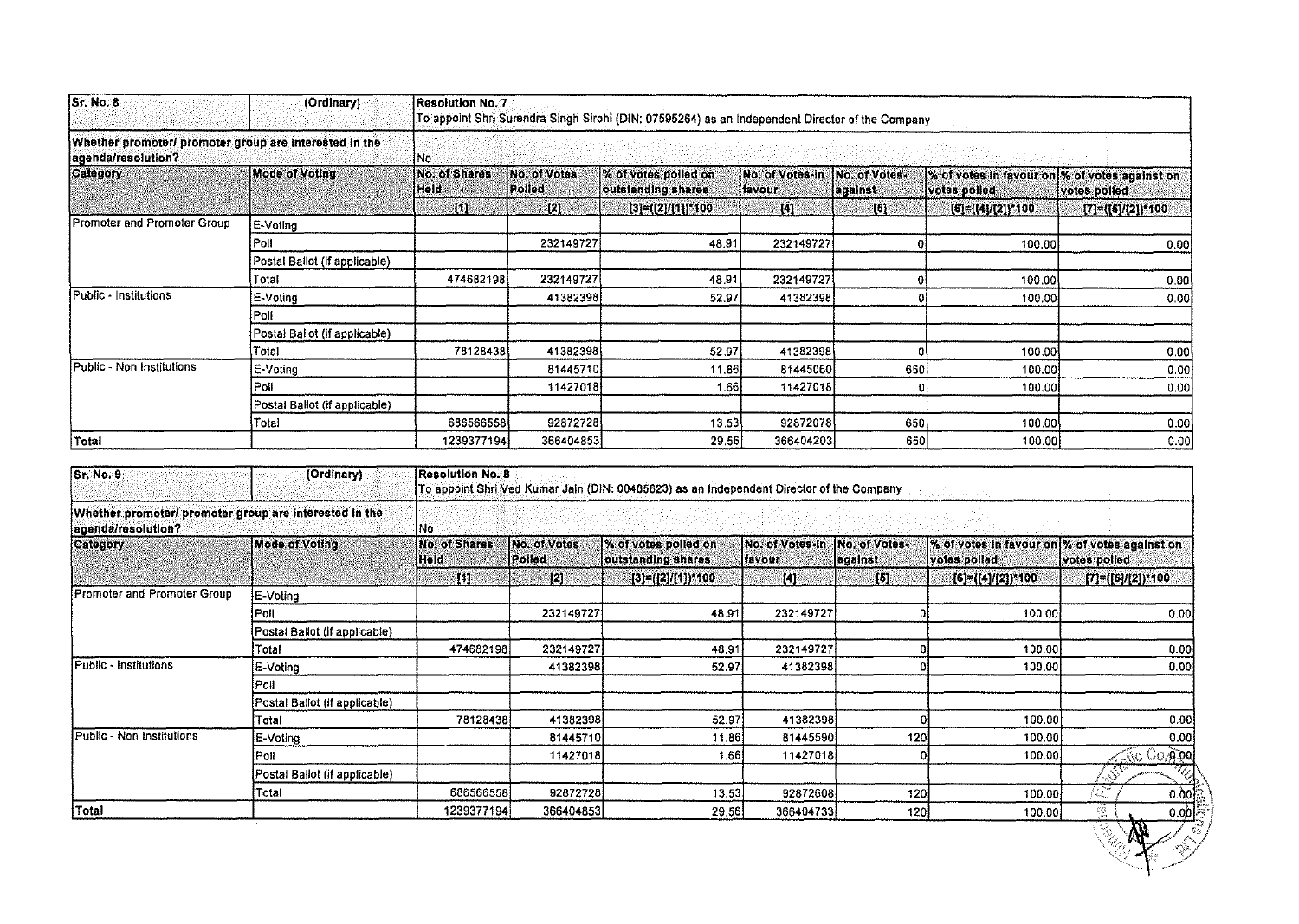| Sr. No. 8 | (Ordinary) | Resolution No. 7<br>To appoint Shri Surendra Singh Sirohi (DIN: 07595264) as an Independent Director of the Company | | | | | | |
|---|---|---|---|---|---|---|---|---|
| Whether promoter/ promoter group are interested in the agenda/resolution? | | No | | | | | | |
| Category | Mode of Voting | No. of Shares Held | No. of Votes Polled | % of votes polled on outstanding shares | No. of Votes-in favour | No. of Votes-against | % of votes in favour on votes polled | % of votes against on votes polled |
| | | [1] | [2] | [3]=[(2)/(1)]*100 | [4] | [5] | [6]=[(4)/(2)]*100 | [7]=[(5)/(2)]*100 |
| Promoter and Promoter Group | E-Voting | | | | | | | |
| | Poll | | 232149727 | 48.91 | 232149727 | 0 | 100.00 | 0.00 |
| | Postal Ballot (if applicable) | | | | | | | |
| | Total | 474682198 | 232149727 | 48.91 | 232149727 | 0 | 100.00 | 0.00 |
| Public - Institutions | E-Voting | | 41382398 | 52.97 | 41382398 | 0 | 100.00 | 0.00 |
| | Poll | | | | | | | |
| | Postal Ballot (if applicable) | | | | | | | |
| | Total | 78128438 | 41382398 | 52.97 | 41382398 | 0 | 100.00 | 0.00 |
| Public - Non Institutions | E-Voting | | 81445710 | 11.86 | 81445060 | 650 | 100.00 | 0.00 |
| | Poll | | 11427018 | 1.66 | 11427018 | 0 | 100.00 | 0.00 |
| | Postal Ballot (if applicable) | | | | | | | |
| | Total | 686566558 | 92872728 | 13.53 | 92872078 | 650 | 100.00 | 0.00 |
| Total | | 1239377194 | 366404853 | 29.56 | 366404203 | 650 | 100.00 | 0.00 |

| Sr. No. 9 | (Ordinary) | Resolution No. 8<br>To appoint Shri Ved Kumar Jain (DIN: 00485623) as an Independent Director of the Company | | | | | | |
|---|---|---|---|---|---|---|---|---|
| Whether promoter/ promoter group are interested in the agenda/resolution? | | No | | | | | | |
| Category | Mode of Voting | No. of Shares Held | No. of Votes Polled | % of votes polled on outstanding shares | No. of Votes-in favour | No. of Votes-against | % of votes in favour on votes polled | % of votes against on votes polled |
| | | [1] | [2] | [3]=[(2)/(1)]*100 | [4] | [5] | [6]=[(4)/(2)]*100 | [7]=[(5)/(2)]*100 |
| Promoter and Promoter Group | E-Voting | | | | | | | |
| | Poll | | 232149727 | 48.91 | 232149727 | 0 | 100.00 | 0.00 |
| | Postal Ballot (if applicable) | | | | | | | |
| | Total | 474682198 | 232149727 | 48.91 | 232149727 | 0 | 100.00 | 0.00 |
| Public - Institutions | E-Voting | | 41382398 | 52.97 | 41382398 | 0 | 100.00 | 0.00 |
| | Poll | | | | | | | |
| | Postal Ballot (if applicable) | | | | | | | |
| | Total | 78128438 | 41382398 | 52.97 | 41382398 | 0 | 100.00 | 0.00 |
| Public - Non Institutions | E-Voting | | 81445710 | 11.86 | 81445590 | 120 | 100.00 | 0.00 |
| | Poll | | 11427018 | 1.66 | 11427018 | 0 | 100.00 | 0.00 |
| | Postal Ballot (if applicable) | | | | | | | |
| | Total | 686566558 | 92872728 | 13.53 | 92872608 | 120 | 100.00 | 0.00 |
| Total | | 1239377194 | 366404853 | 29.56 | 366404733 | 120 | 100.00 | 0.00 |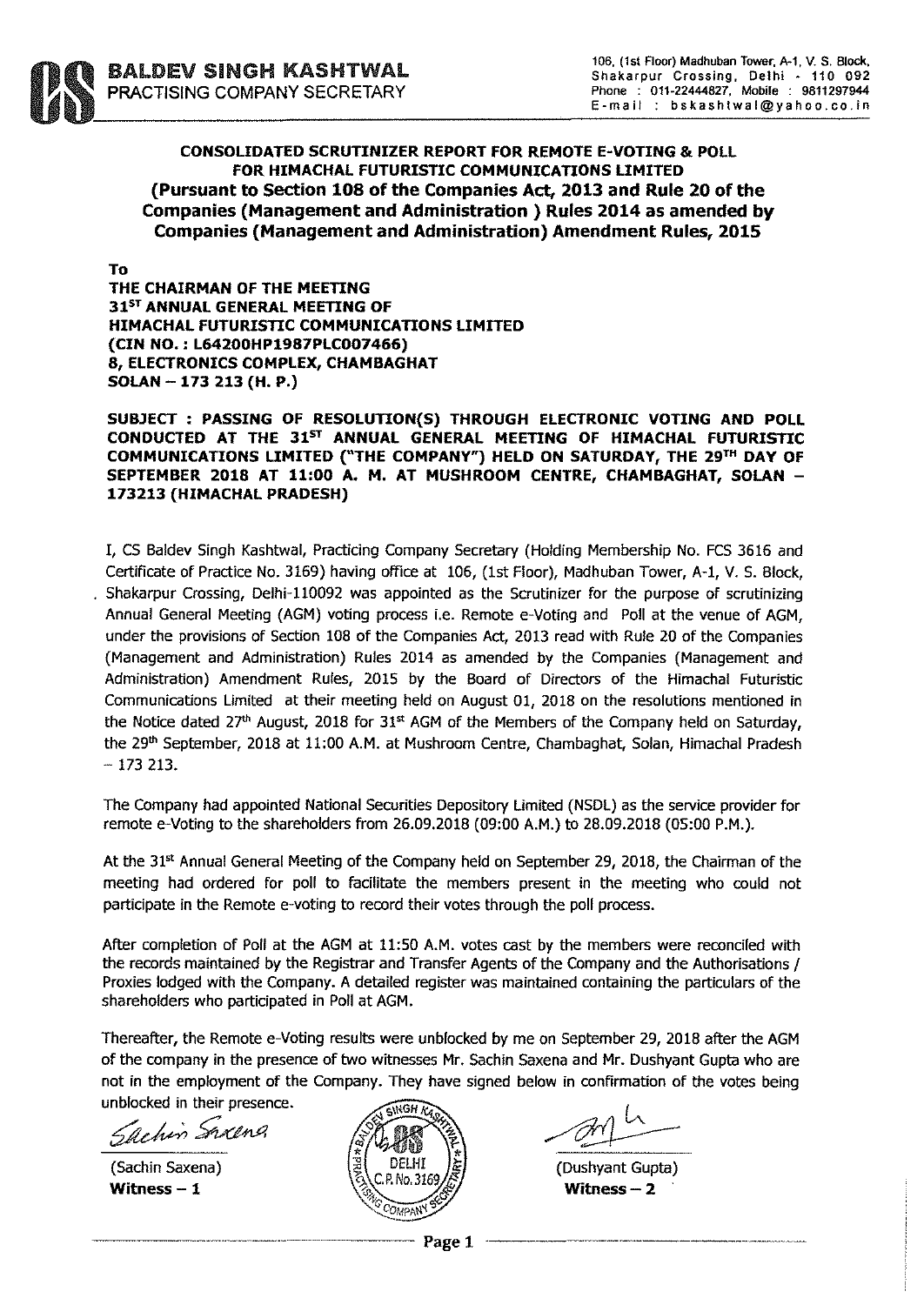**BALDEV SINGH KASHTWAL**
PRACTISING COMPANY SECRETARY

106, (1st Floor) Madhuban Tower, A-1, V. S. Block, Shakarpur Crossing, Delhi - 110 092
Phone : 011-22444827, Mobile : 9811297944
E-mail : bskashtwal@yahoo.co.in

## CONSOLIDATED SCRUTINIZER REPORT FOR REMOTE E-VOTING & POLL FOR HIMACHAL FUTURISTIC COMMUNICATIONS LIMITED
## (Pursuant to Section 108 of the Companies Act, 2013 and Rule 20 of the Companies (Management and Administration ) Rules 2014 as amended by Companies (Management and Administration) Amendment Rules, 2015

**To**
**THE CHAIRMAN OF THE MEETING**
**31ST ANNUAL GENERAL MEETING OF**
**HIMACHAL FUTURISTIC COMMUNICATIONS LIMITED**
**(CIN NO. : L64200HP1987PLC007466)**
**8, ELECTRONICS COMPLEX, CHAMBAGHAT**
**SOLAN – 173 213 (H. P.)**

**SUBJECT : PASSING OF RESOLUTION(S) THROUGH ELECTRONIC VOTING AND POLL CONDUCTED AT THE 31ST ANNUAL GENERAL MEETING OF HIMACHAL FUTURISTIC COMMUNICATIONS LIMITED ("THE COMPANY") HELD ON SATURDAY, THE 29TH DAY OF SEPTEMBER 2018 AT 11:00 A. M. AT MUSHROOM CENTRE, CHAMBAGHAT, SOLAN – 173213 (HIMACHAL PRADESH)**

I, CS Baldev Singh Kashtwal, Practicing Company Secretary (Holding Membership No. FCS 3616 and Certificate of Practice No. 3169) having office at 106, (1st Floor), Madhuban Tower, A-1, V. S. Block, Shakarpur Crossing, Delhi-110092 was appointed as the Scrutinizer for the purpose of scrutinizing Annual General Meeting (AGM) voting process i.e. Remote e-Voting and Poll at the venue of AGM, under the provisions of Section 108 of the Companies Act, 2013 read with Rule 20 of the Companies (Management and Administration) Rules 2014 as amended by the Companies (Management and Administration) Amendment Rules, 2015 by the Board of Directors of the Himachal Futuristic Communications Limited at their meeting held on August 01, 2018 on the resolutions mentioned in the Notice dated 27th August, 2018 for 31st AGM of the Members of the Company held on Saturday, the 29th September, 2018 at 11:00 A.M. at Mushroom Centre, Chambaghat, Solan, Himachal Pradesh – 173 213.

The Company had appointed National Securities Depository Limited (NSDL) as the service provider for remote e-Voting to the shareholders from 26.09.2018 (09:00 A.M.) to 28.09.2018 (05:00 P.M.).

At the 31st Annual General Meeting of the Company held on September 29, 2018, the Chairman of the meeting had ordered for poll to facilitate the members present in the meeting who could not participate in the Remote e-voting to record their votes through the poll process.

After completion of Poll at the AGM at 11:50 A.M. votes cast by the members were reconciled with the records maintained by the Registrar and Transfer Agents of the Company and the Authorisations / Proxies lodged with the Company. A detailed register was maintained containing the particulars of the shareholders who participated in Poll at AGM.

Thereafter, the Remote e-Voting results were unblocked by me on September 29, 2018 after the AGM of the company in the presence of two witnesses Mr. Sachin Saxena and Mr. Dushyant Gupta who are not in the employment of the Company. They have signed below in confirmation of the votes being unblocked in their presence.

(Sachin Saxena)
**Witness – 1**

(Dushyant Gupta)
**Witness – 2**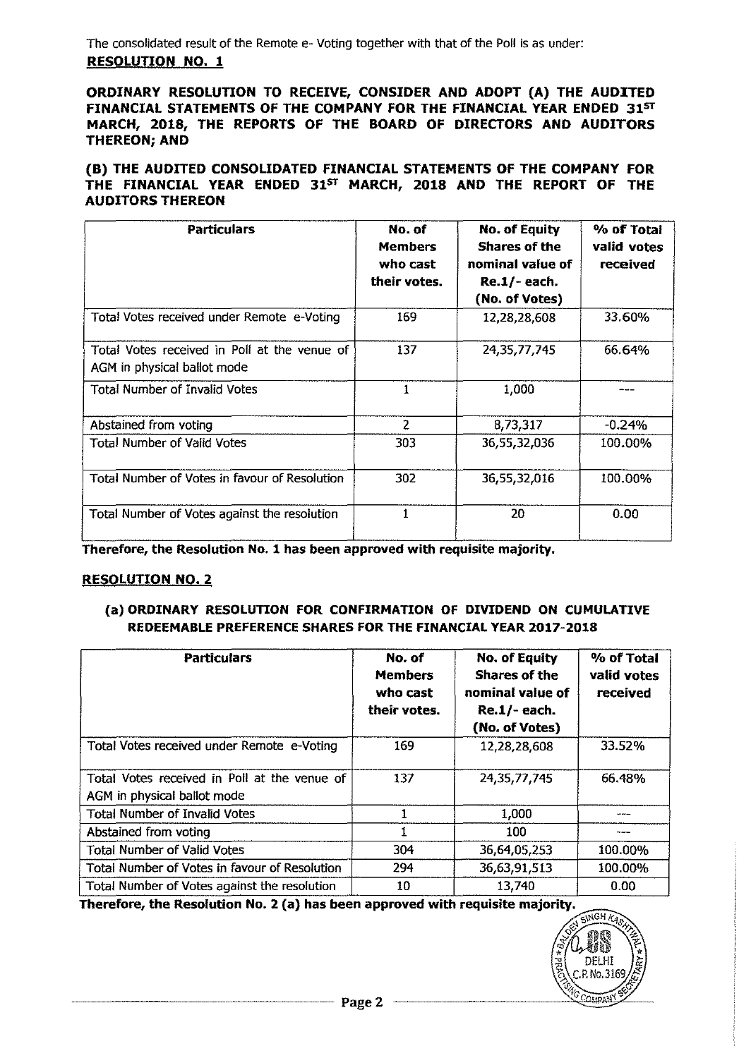The consolidated result of the Remote e- Voting together with that of the Poll is as under:

**RESOLUTION NO. 1**

**ORDINARY RESOLUTION TO RECEIVE, CONSIDER AND ADOPT (A) THE AUDITED FINANCIAL STATEMENTS OF THE COMPANY FOR THE FINANCIAL YEAR ENDED 31ST MARCH, 2018, THE REPORTS OF THE BOARD OF DIRECTORS AND AUDITORS THEREON; AND**

**(B) THE AUDITED CONSOLIDATED FINANCIAL STATEMENTS OF THE COMPANY FOR THE FINANCIAL YEAR ENDED 31ST MARCH, 2018 AND THE REPORT OF THE AUDITORS THEREON**

| Particulars | No. of Members who cast their votes. | No. of Equity Shares of the nominal value of Re.1/- each. (No. of Votes) | % of Total valid votes received |
|---|---|---|---|
| Total Votes received under Remote e-Voting | 169 | 12,28,28,608 | 33.60% |
| Total Votes received in Poll at the venue of AGM in physical ballot mode | 137 | 24,35,77,745 | 66.64% |
| Total Number of Invalid Votes | 1 | 1,000 | --- |
| Abstained from voting | 2 | 8,73,317 | -0.24% |
| Total Number of Valid Votes | 303 | 36,55,32,036 | 100.00% |
| Total Number of Votes in favour of Resolution | 302 | 36,55,32,016 | 100.00% |
| Total Number of Votes against the resolution | 1 | 20 | 0.00 |

**Therefore, the Resolution No. 1 has been approved with requisite majority.**

**RESOLUTION NO. 2**

**(a) ORDINARY RESOLUTION FOR CONFIRMATION OF DIVIDEND ON CUMULATIVE REDEEMABLE PREFERENCE SHARES FOR THE FINANCIAL YEAR 2017-2018**

| Particulars | No. of Members who cast their votes. | No. of Equity Shares of the nominal value of Re.1/- each. (No. of Votes) | % of Total valid votes received |
|---|---|---|---|
| Total Votes received under Remote e-Voting | 169 | 12,28,28,608 | 33.52% |
| Total Votes received in Poll at the venue of AGM in physical ballot mode | 137 | 24,35,77,745 | 66.48% |
| Total Number of Invalid Votes | 1 | 1,000 | --- |
| Abstained from voting | 1 | 100 | --- |
| Total Number of Valid Votes | 304 | 36,64,05,253 | 100.00% |
| Total Number of Votes in favour of Resolution | 294 | 36,63,91,513 | 100.00% |
| Total Number of Votes against the resolution | 10 | 13,740 | 0.00 |

**Therefore, the Resolution No. 2 (a) has been approved with requisite majority.**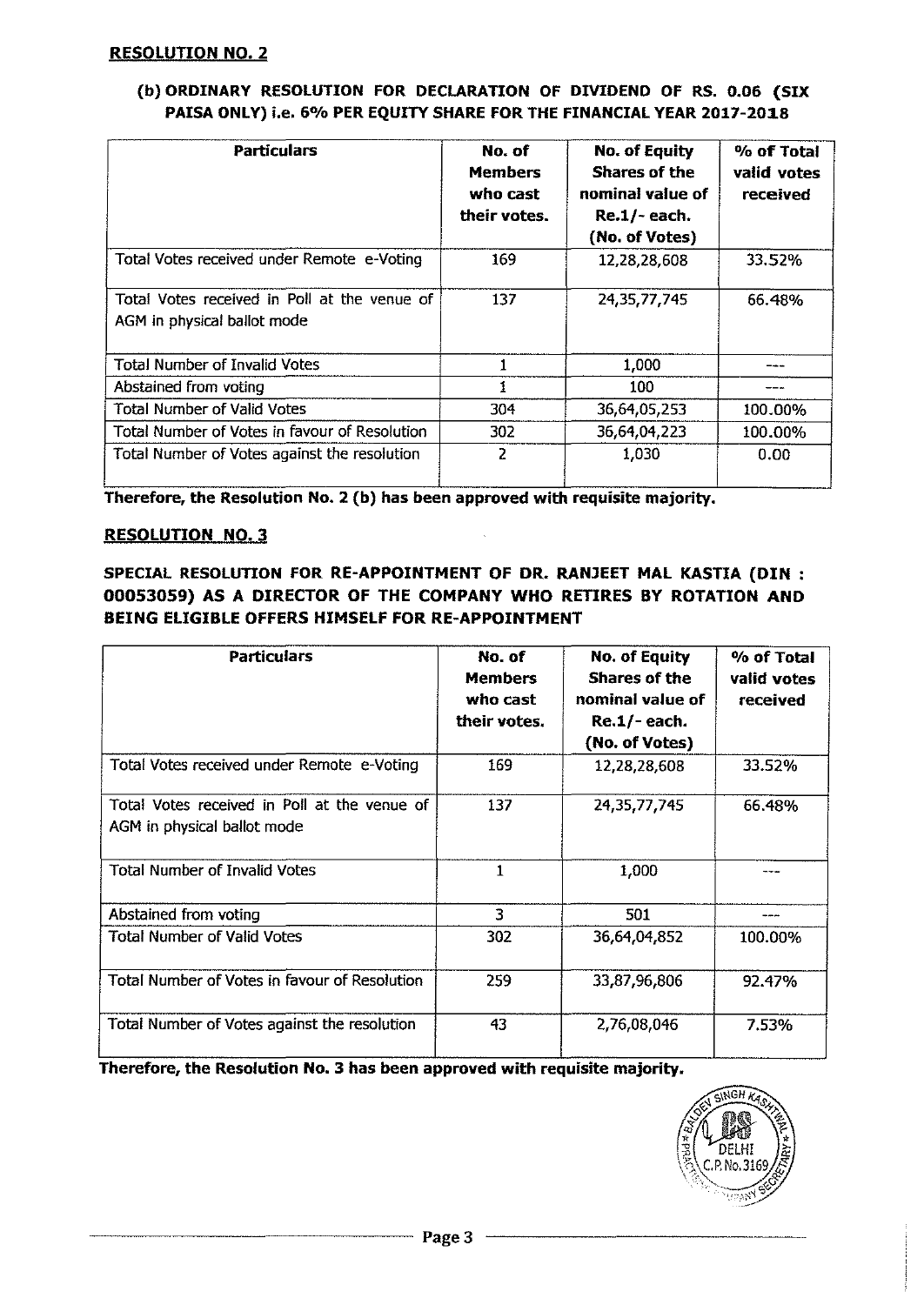## RESOLUTION NO. 2

### (b) ORDINARY RESOLUTION FOR DECLARATION OF DIVIDEND OF RS. 0.06 (SIX PAISA ONLY) i.e. 6% PER EQUITY SHARE FOR THE FINANCIAL YEAR 2017-2018

| Particulars | No. of Members who cast their votes. | No. of Equity Shares of the nominal value of Re.1/- each. (No. of Votes) | % of Total valid votes received |
|---|---|---|---|
| Total Votes received under Remote e-Voting | 169 | 12,28,28,608 | 33.52% |
| Total Votes received in Poll at the venue of AGM in physical ballot mode | 137 | 24,35,77,745 | 66.48% |
| Total Number of Invalid Votes | 1 | 1,000 | --- |
| Abstained from voting | 1 | 100 | --- |
| Total Number of Valid Votes | 304 | 36,64,05,253 | 100.00% |
| Total Number of Votes in favour of Resolution | 302 | 36,64,04,223 | 100.00% |
| Total Number of Votes against the resolution | 2 | 1,030 | 0.00 |

**Therefore, the Resolution No. 2 (b) has been approved with requisite majority.**

## RESOLUTION NO. 3

### SPECIAL RESOLUTION FOR RE-APPOINTMENT OF DR. RANJEET MAL KASTIA (DIN : 00053059) AS A DIRECTOR OF THE COMPANY WHO RETIRES BY ROTATION AND BEING ELIGIBLE OFFERS HIMSELF FOR RE-APPOINTMENT

| Particulars | No. of Members who cast their votes. | No. of Equity Shares of the nominal value of Re.1/- each. (No. of Votes) | % of Total valid votes received |
|---|---|---|---|
| Total Votes received under Remote e-Voting | 169 | 12,28,28,608 | 33.52% |
| Total Votes received in Poll at the venue of AGM in physical ballot mode | 137 | 24,35,77,745 | 66.48% |
| Total Number of Invalid Votes | 1 | 1,000 | --- |
| Abstained from voting | 3 | 501 | --- |
| Total Number of Valid Votes | 302 | 36,64,04,852 | 100.00% |
| Total Number of Votes in favour of Resolution | 259 | 33,87,96,806 | 92.47% |
| Total Number of Votes against the resolution | 43 | 2,76,08,046 | 7.53% |

**Therefore, the Resolution No. 3 has been approved with requisite majority.**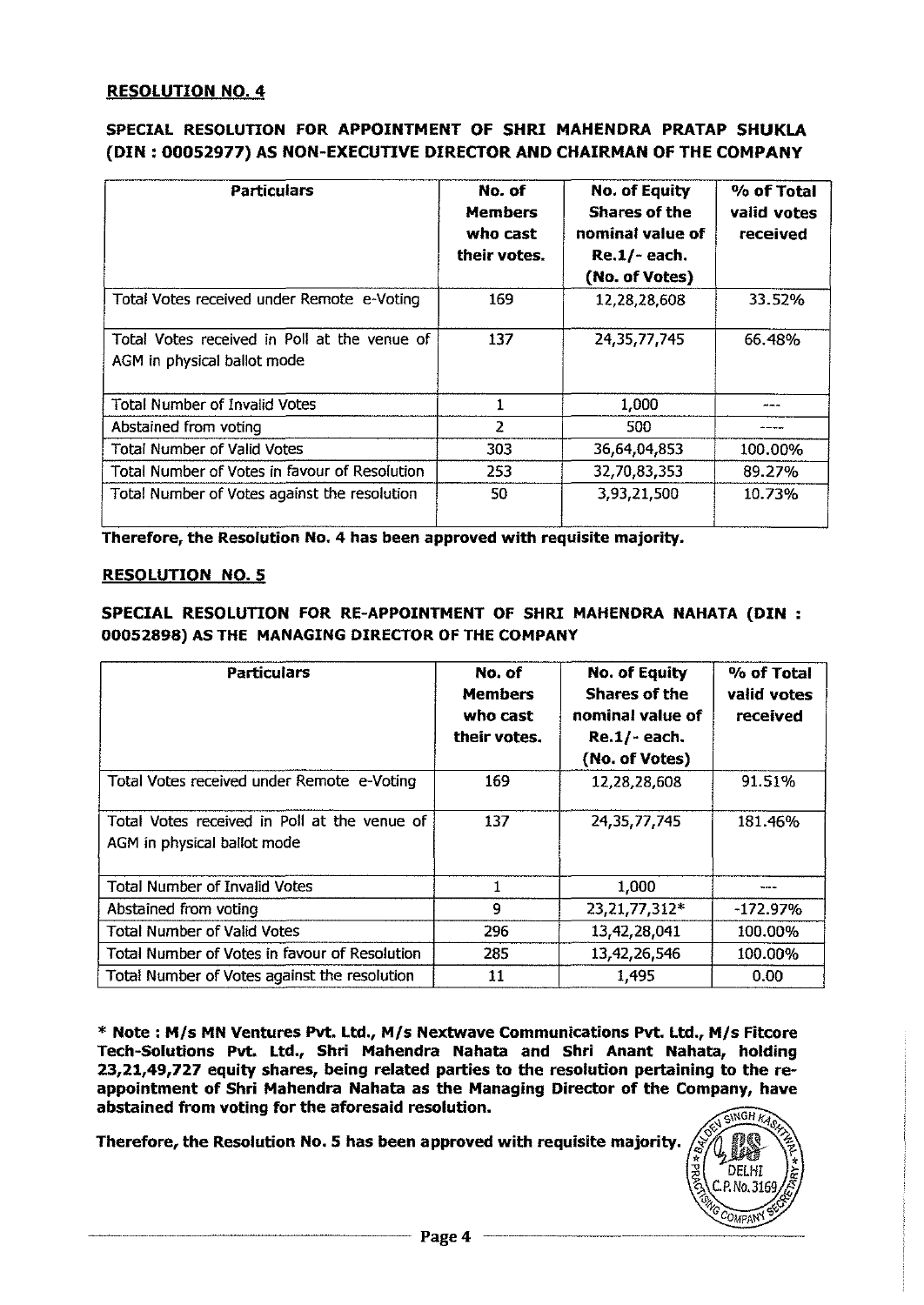## RESOLUTION NO. 4

### SPECIAL RESOLUTION FOR APPOINTMENT OF SHRI MAHENDRA PRATAP SHUKLA (DIN : 00052977) AS NON-EXECUTIVE DIRECTOR AND CHAIRMAN OF THE COMPANY

| Particulars | No. of Members who cast their votes. | No. of Equity Shares of the nominal value of Re.1/- each. (No. of Votes) | % of Total valid votes received |
|---|---|---|---|
| Total Votes received under Remote e-Voting | 169 | 12,28,28,608 | 33.52% |
| Total Votes received in Poll at the venue of AGM in physical ballot mode | 137 | 24,35,77,745 | 66.48% |
| Total Number of Invalid Votes | 1 | 1,000 | --- |
| Abstained from voting | 2 | 500 | ---- |
| Total Number of Valid Votes | 303 | 36,64,04,853 | 100.00% |
| Total Number of Votes in favour of Resolution | 253 | 32,70,83,353 | 89.27% |
| Total Number of Votes against the resolution | 50 | 3,93,21,500 | 10.73% |

**Therefore, the Resolution No. 4 has been approved with requisite majority.**

## RESOLUTION NO. 5

### SPECIAL RESOLUTION FOR RE-APPOINTMENT OF SHRI MAHENDRA NAHATA (DIN : 00052898) AS THE MANAGING DIRECTOR OF THE COMPANY

| Particulars | No. of Members who cast their votes. | No. of Equity Shares of the nominal value of Re.1/- each. (No. of Votes) | % of Total valid votes received |
|---|---|---|---|
| Total Votes received under Remote e-Voting | 169 | 12,28,28,608 | 91.51% |
| Total Votes received in Poll at the venue of AGM in physical ballot mode | 137 | 24,35,77,745 | 181.46% |
| Total Number of Invalid Votes | 1 | 1,000 | --- |
| Abstained from voting | 9 | 23,21,77,312* | -172.97% |
| Total Number of Valid Votes | 296 | 13,42,28,041 | 100.00% |
| Total Number of Votes in favour of Resolution | 285 | 13,42,26,546 | 100.00% |
| Total Number of Votes against the resolution | 11 | 1,495 | 0.00 |

**\* Note : M/s MN Ventures Pvt. Ltd., M/s Nextwave Communications Pvt. Ltd., M/s Fitcore Tech-Solutions Pvt. Ltd., Shri Mahendra Nahata and Shri Anant Nahata, holding 23,21,49,727 equity shares, being related parties to the resolution pertaining to the re-appointment of Shri Mahendra Nahata as the Managing Director of the Company, have abstained from voting for the aforesaid resolution.**

**Therefore, the Resolution No. 5 has been approved with requisite majority.**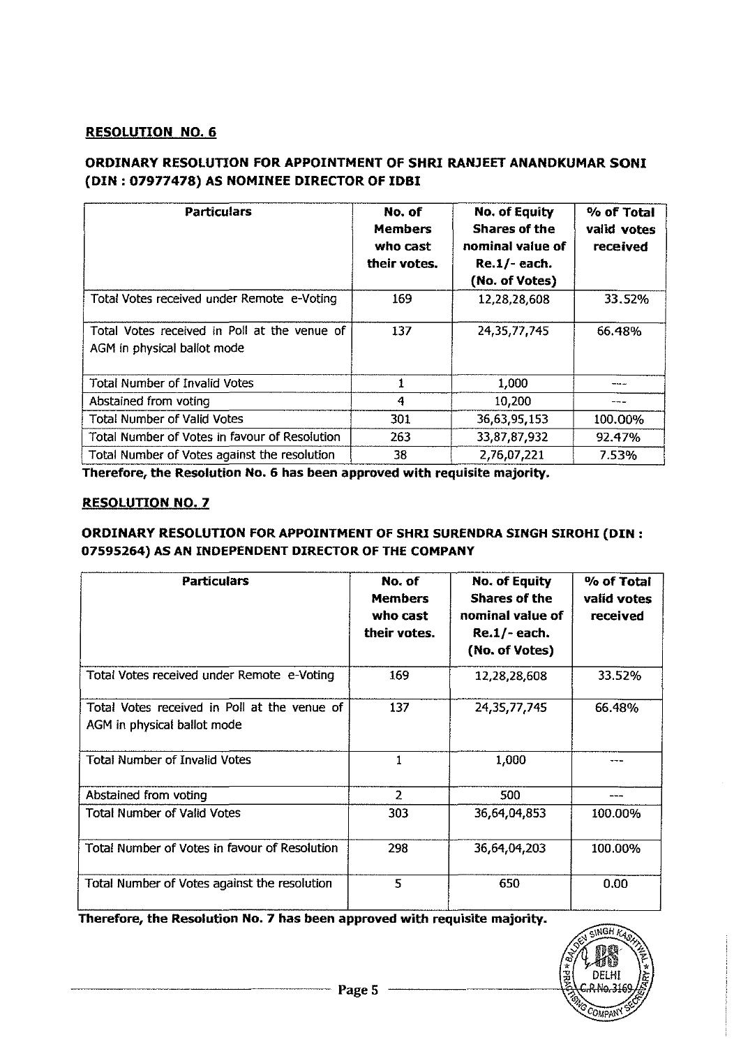**RESOLUTION NO. 6**

**ORDINARY RESOLUTION FOR APPOINTMENT OF SHRI RANJEET ANANDKUMAR SONI (DIN : 07977478) AS NOMINEE DIRECTOR OF IDBI**

| Particulars | No. of Members who cast their votes. | No. of Equity Shares of the nominal value of Re.1/- each. (No. of Votes) | % of Total valid votes received |
|---|---|---|---|
| Total Votes received under Remote e-Voting | 169 | 12,28,28,608 | 33.52% |
| Total Votes received in Poll at the venue of AGM in physical ballot mode | 137 | 24,35,77,745 | 66.48% |
| Total Number of Invalid Votes | 1 | 1,000 | --- |
| Abstained from voting | 4 | 10,200 | --- |
| Total Number of Valid Votes | 301 | 36,63,95,153 | 100.00% |
| Total Number of Votes in favour of Resolution | 263 | 33,87,87,932 | 92.47% |
| Total Number of Votes against the resolution | 38 | 2,76,07,221 | 7.53% |

**Therefore, the Resolution No. 6 has been approved with requisite majority.**

**RESOLUTION NO. 7**

**ORDINARY RESOLUTION FOR APPOINTMENT OF SHRI SURENDRA SINGH SIROHI (DIN : 07595264) AS AN INDEPENDENT DIRECTOR OF THE COMPANY**

| Particulars | No. of Members who cast their votes. | No. of Equity Shares of the nominal value of Re.1/- each. (No. of Votes) | % of Total valid votes received |
|---|---|---|---|
| Total Votes received under Remote e-Voting | 169 | 12,28,28,608 | 33.52% |
| Total Votes received in Poll at the venue of AGM in physical ballot mode | 137 | 24,35,77,745 | 66.48% |
| Total Number of Invalid Votes | 1 | 1,000 | --- |
| Abstained from voting | 2 | 500 | --- |
| Total Number of Valid Votes | 303 | 36,64,04,853 | 100.00% |
| Total Number of Votes in favour of Resolution | 298 | 36,64,04,203 | 100.00% |
| Total Number of Votes against the resolution | 5 | 650 | 0.00 |

**Therefore, the Resolution No. 7 has been approved with requisite majority.**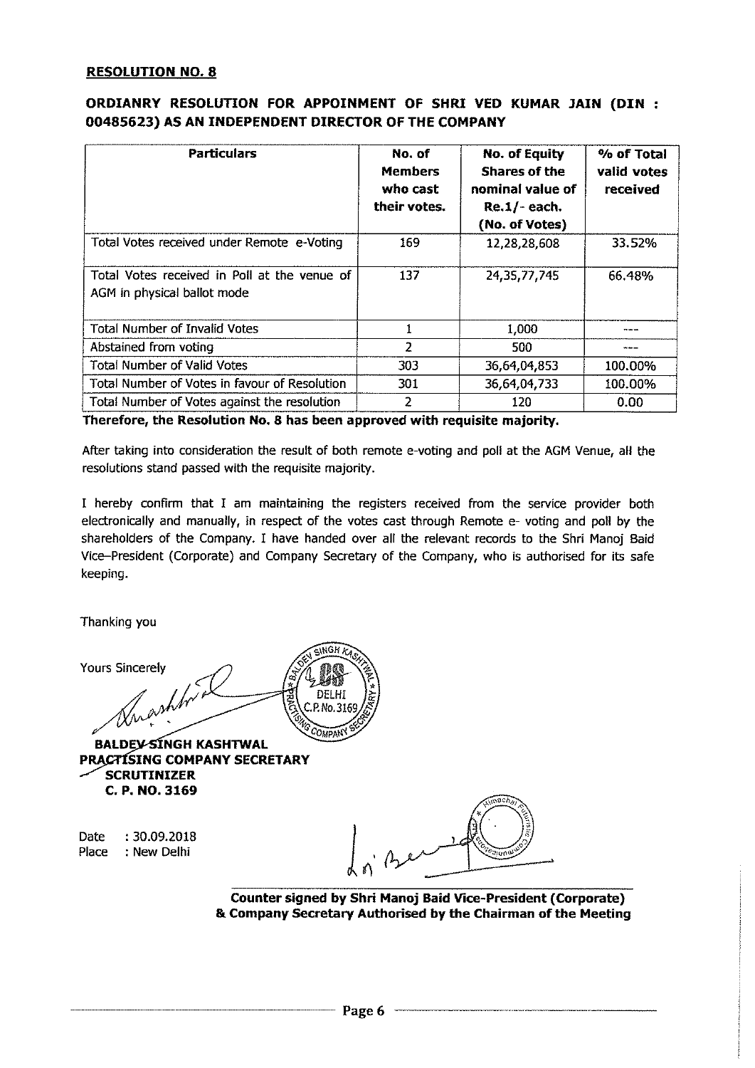**RESOLUTION NO. 8**

**ORDIANRY RESOLUTION FOR APPOINMENT OF SHRI VED KUMAR JAIN (DIN : 00485623) AS AN INDEPENDENT DIRECTOR OF THE COMPANY**

| Particulars | No. of Members who cast their votes. | No. of Equity Shares of the nominal value of Re.1/- each. (No. of Votes) | % of Total valid votes received |
|---|---|---|---|
| Total Votes received under Remote e-Voting | 169 | 12,28,28,608 | 33.52% |
| Total Votes received in Poll at the venue of AGM in physical ballot mode | 137 | 24,35,77,745 | 66.48% |
| Total Number of Invalid Votes | 1 | 1,000 | --- |
| Abstained from voting | 2 | 500 | --- |
| Total Number of Valid Votes | 303 | 36,64,04,853 | 100.00% |
| Total Number of Votes in favour of Resolution | 301 | 36,64,04,733 | 100.00% |
| Total Number of Votes against the resolution | 2 | 120 | 0.00 |

**Therefore, the Resolution No. 8 has been approved with requisite majority.**

After taking into consideration the result of both remote e-voting and poll at the AGM Venue, all the resolutions stand passed with the requisite majority.

I hereby confirm that I am maintaining the registers received from the service provider both electronically and manually, in respect of the votes cast through Remote e- voting and poll by the shareholders of the Company. I have handed over all the relevant records to the Shri Manoj Baid Vice–President (Corporate) and Company Secretary of the Company, who is authorised for its safe keeping.

Thanking you

Yours Sincerely

**BALDEV SINGH KASHTWAL**
**PRACTISING COMPANY SECRETARY**
**SCRUTINIZER**
**C. P. NO. 3169**

Date : 30.09.2018
Place : New Delhi

**Counter signed by Shri Manoj Baid Vice-President (Corporate) & Company Secretary Authorised by the Chairman of the Meeting**